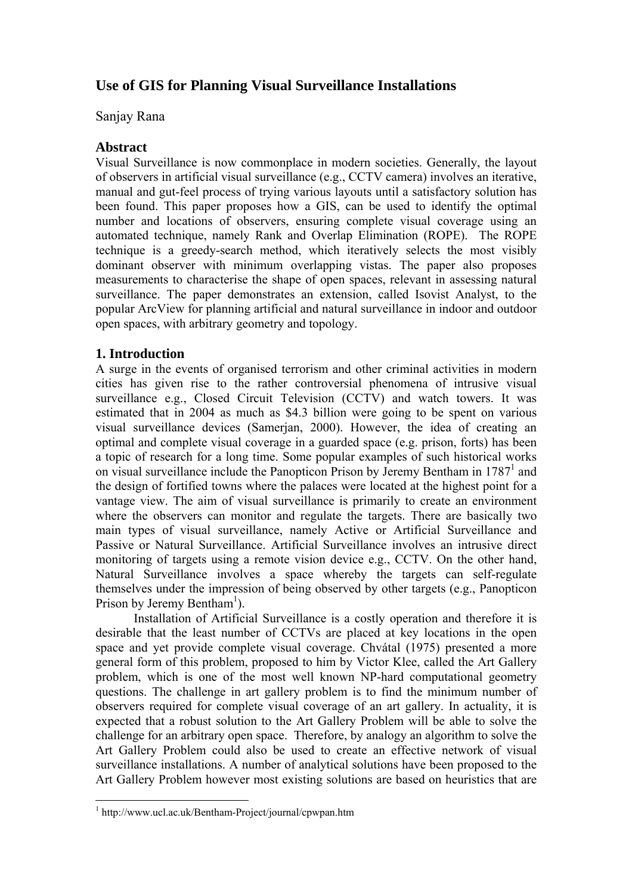# Use of GIS for Planning Visual Surveillance Installations

Sanjay Rana

## Abstract

Visual Surveillance is now commonplace in modern societies. Generally, the layout of observers in artificial visual surveillance (e.g., CCTV camera) involves an iterative, manual and gut-feel process of trying various layouts until a satisfactory solution has been found. This paper proposes how a GIS, can be used to identify the optimal number and locations of observers, ensuring complete visual coverage using an automated technique, namely Rank and Overlap Elimination (ROPE). The ROPE technique is a greedy-search method, which iteratively selects the most visibly dominant observer with minimum overlapping vistas. The paper also proposes measurements to characterise the shape of open spaces, relevant in assessing natural surveillance. The paper demonstrates an extension, called Isovist Analyst, to the popular ArcView for planning artificial and natural surveillance in indoor and outdoor open spaces, with arbitrary geometry and topology.

## 1. Introduction

A surge in the events of organised terrorism and other criminal activities in modern cities has given rise to the rather controversial phenomena of intrusive visual surveillance e.g., Closed Circuit Television (CCTV) and watch towers. It was estimated that in 2004 as much as $4.3 billion were going to be spent on various visual surveillance devices (Samerjan, 2000). However, the idea of creating an optimal and complete visual coverage in a guarded space (e.g. prison, forts) has been a topic of research for a long time. Some popular examples of such historical works on visual surveillance include the Panopticon Prison by Jeremy Bentham in 1787[1] and the design of fortified towns where the palaces were located at the highest point for a vantage view. The aim of visual surveillance is primarily to create an environment where the observers can monitor and regulate the targets. There are basically two main types of visual surveillance, namely Active or Artificial Surveillance and Passive or Natural Surveillance. Artificial Surveillance involves an intrusive direct monitoring of targets using a remote vision device e.g., CCTV. On the other hand, Natural Surveillance involves a space whereby the targets can self-regulate themselves under the impression of being observed by other targets (e.g., Panopticon Prison by Jeremy Bentham[1]).

Installation of Artificial Surveillance is a costly operation and therefore it is desirable that the least number of CCTVs are placed at key locations in the open space and yet provide complete visual coverage. Chvátal (1975) presented a more general form of this problem, proposed to him by Victor Klee, called the Art Gallery problem, which is one of the most well known NP-hard computational geometry questions. The challenge in art gallery problem is to find the minimum number of observers required for complete visual coverage of an art gallery. In actuality, it is expected that a robust solution to the Art Gallery Problem will be able to solve the challenge for an arbitrary open space. Therefore, by analogy an algorithm to solve the Art Gallery Problem could also be used to create an effective network of visual surveillance installations. A number of analytical solutions have been proposed to the Art Gallery Problem however most existing solutions are based on heuristics that are

[1] http://www.ucl.ac.uk/Bentham-Project/journal/cpwpan.htm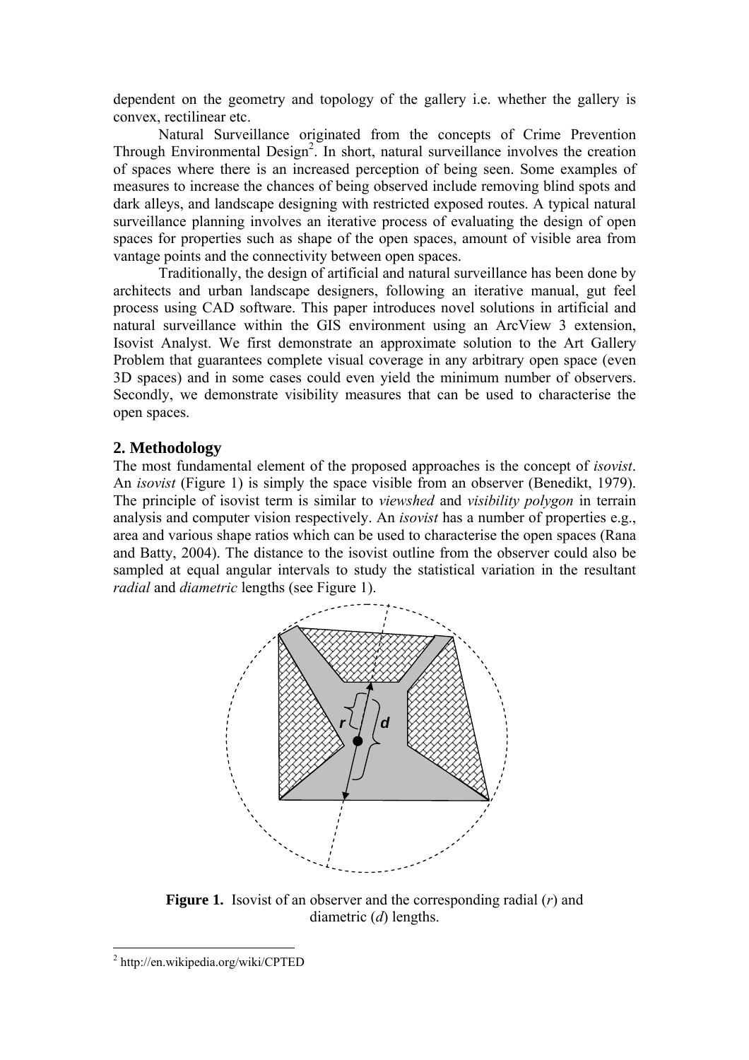dependent on the geometry and topology of the gallery i.e. whether the gallery is convex, rectilinear etc.

Natural Surveillance originated from the concepts of Crime Prevention Through Environmental Design[2]. In short, natural surveillance involves the creation of spaces where there is an increased perception of being seen. Some examples of measures to increase the chances of being observed include removing blind spots and dark alleys, and landscape designing with restricted exposed routes. A typical natural surveillance planning involves an iterative process of evaluating the design of open spaces for properties such as shape of the open spaces, amount of visible area from vantage points and the connectivity between open spaces.

Traditionally, the design of artificial and natural surveillance has been done by architects and urban landscape designers, following an iterative manual, gut feel process using CAD software. This paper introduces novel solutions in artificial and natural surveillance within the GIS environment using an ArcView 3 extension, Isovist Analyst. We first demonstrate an approximate solution to the Art Gallery Problem that guarantees complete visual coverage in any arbitrary open space (even 3D spaces) and in some cases could even yield the minimum number of observers. Secondly, we demonstrate visibility measures that can be used to characterise the open spaces.

## 2. Methodology

The most fundamental element of the proposed approaches is the concept of *isovist*. An *isovist* (Figure 1) is simply the space visible from an observer (Benedikt, 1979). The principle of isovist term is similar to *viewshed* and *visibility polygon* in terrain analysis and computer vision respectively. An *isovist* has a number of properties e.g., area and various shape ratios which can be used to characterise the open spaces (Rana and Batty, 2004). The distance to the isovist outline from the observer could also be sampled at equal angular intervals to study the statistical variation in the resultant *radial* and *diametric* lengths (see Figure 1).

**Figure 1.** Isovist of an observer and the corresponding radial ($r$) and diametric ($d$) lengths.

[2] http://en.wikipedia.org/wiki/CPTED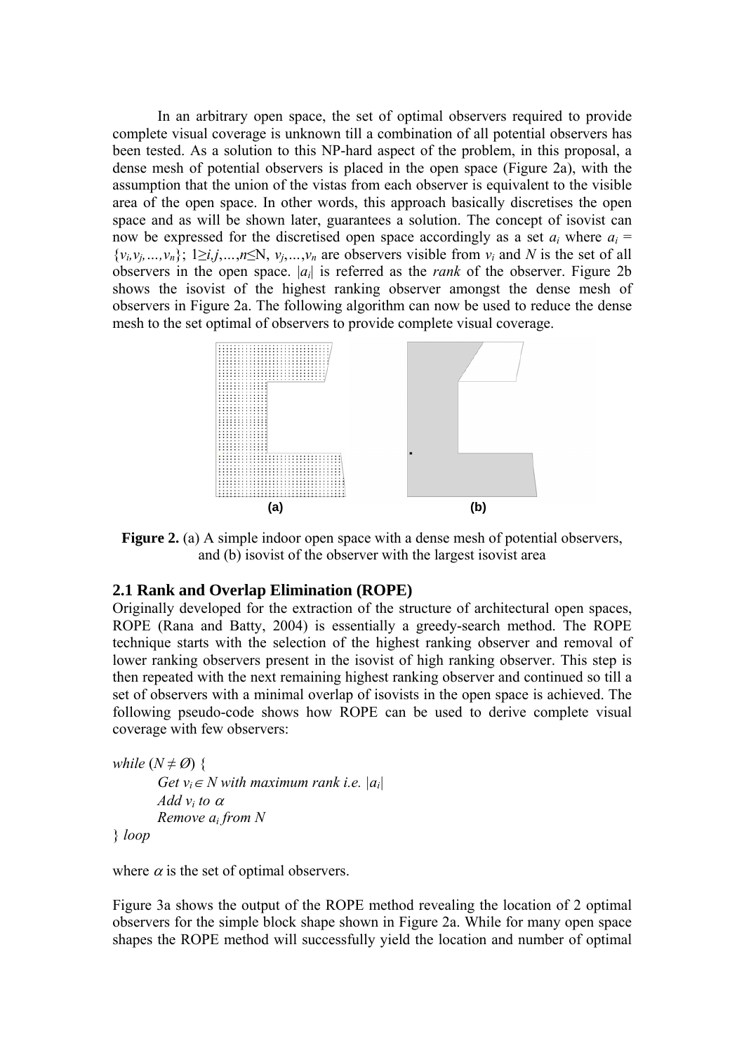In an arbitrary open space, the set of optimal observers required to provide complete visual coverage is unknown till a combination of all potential observers has been tested. As a solution to this NP-hard aspect of the problem, in this proposal, a dense mesh of potential observers is placed in the open space (Figure 2a), with the assumption that the union of the vistas from each observer is equivalent to the visible area of the open space. In other words, this approach basically discretises the open space and as will be shown later, guarantees a solution. The concept of isovist can now be expressed for the discretised open space accordingly as a set $a_i$ where $a_i = \{v_i, v_j, \ldots, v_n\}$; $1 \geq i, j, \ldots, n \leq \mathrm{N}$, $v_j, \ldots, v_n$ are observers visible from $v_i$ and $N$ is the set of all observers in the open space. $|a_i|$ is referred as the *rank* of the observer. Figure 2b shows the isovist of the highest ranking observer amongst the dense mesh of observers in Figure 2a. The following algorithm can now be used to reduce the dense mesh to the set optimal of observers to provide complete visual coverage.

**Figure 2.** (a) A simple indoor open space with a dense mesh of potential observers, and (b) isovist of the observer with the largest isovist area

## 2.1 Rank and Overlap Elimination (ROPE)

Originally developed for the extraction of the structure of architectural open spaces, ROPE (Rana and Batty, 2004) is essentially a greedy-search method. The ROPE technique starts with the selection of the highest ranking observer and removal of lower ranking observers present in the isovist of high ranking observer. This step is then repeated with the next remaining highest ranking observer and continued so till a set of observers with a minimal overlap of isovists in the open space is achieved. The following pseudo-code shows how ROPE can be used to derive complete visual coverage with few observers:

```
while (N ≠ Ø) {
        Get vi ∈ N with maximum rank i.e. |ai|
        Add vi to α
        Remove ai from N
} loop
```

where $\alpha$ is the set of optimal observers.

Figure 3a shows the output of the ROPE method revealing the location of 2 optimal observers for the simple block shape shown in Figure 2a. While for many open space shapes the ROPE method will successfully yield the location and number of optimal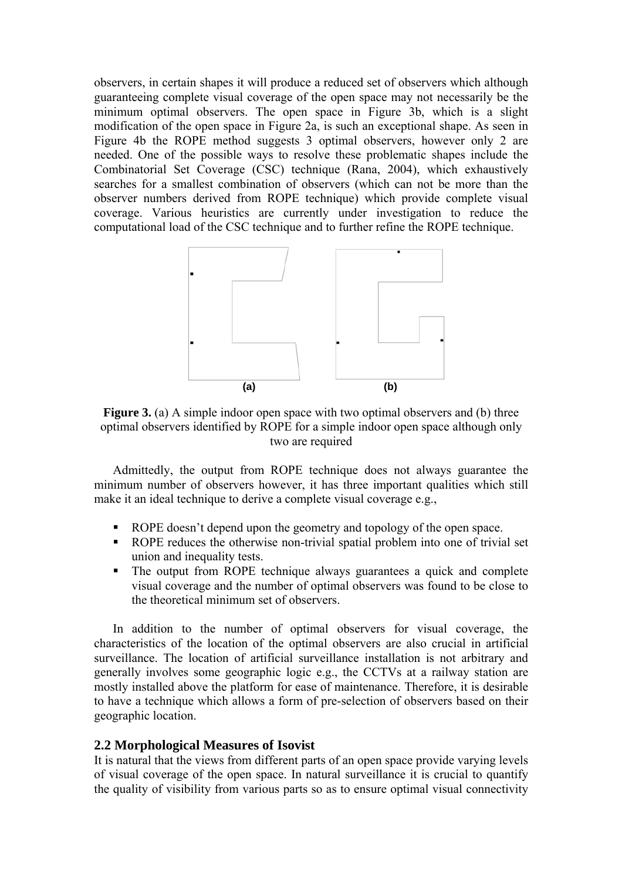observers, in certain shapes it will produce a reduced set of observers which although guaranteeing complete visual coverage of the open space may not necessarily be the minimum optimal observers. The open space in Figure 3b, which is a slight modification of the open space in Figure 2a, is such an exceptional shape. As seen in Figure 4b the ROPE method suggests 3 optimal observers, however only 2 are needed. One of the possible ways to resolve these problematic shapes include the Combinatorial Set Coverage (CSC) technique (Rana, 2004), which exhaustively searches for a smallest combination of observers (which can not be more than the observer numbers derived from ROPE technique) which provide complete visual coverage. Various heuristics are currently under investigation to reduce the computational load of the CSC technique and to further refine the ROPE technique.

(a) (b)

**Figure 3.** (a) A simple indoor open space with two optimal observers and (b) three optimal observers identified by ROPE for a simple indoor open space although only two are required

Admittedly, the output from ROPE technique does not always guarantee the minimum number of observers however, it has three important qualities which still make it an ideal technique to derive a complete visual coverage e.g.,

- ROPE doesn't depend upon the geometry and topology of the open space.
- ROPE reduces the otherwise non-trivial spatial problem into one of trivial set union and inequality tests.
- The output from ROPE technique always guarantees a quick and complete visual coverage and the number of optimal observers was found to be close to the theoretical minimum set of observers.

In addition to the number of optimal observers for visual coverage, the characteristics of the location of the optimal observers are also crucial in artificial surveillance. The location of artificial surveillance installation is not arbitrary and generally involves some geographic logic e.g., the CCTVs at a railway station are mostly installed above the platform for ease of maintenance. Therefore, it is desirable to have a technique which allows a form of pre-selection of observers based on their geographic location.

## 2.2 Morphological Measures of Isovist

It is natural that the views from different parts of an open space provide varying levels of visual coverage of the open space. In natural surveillance it is crucial to quantify the quality of visibility from various parts so as to ensure optimal visual connectivity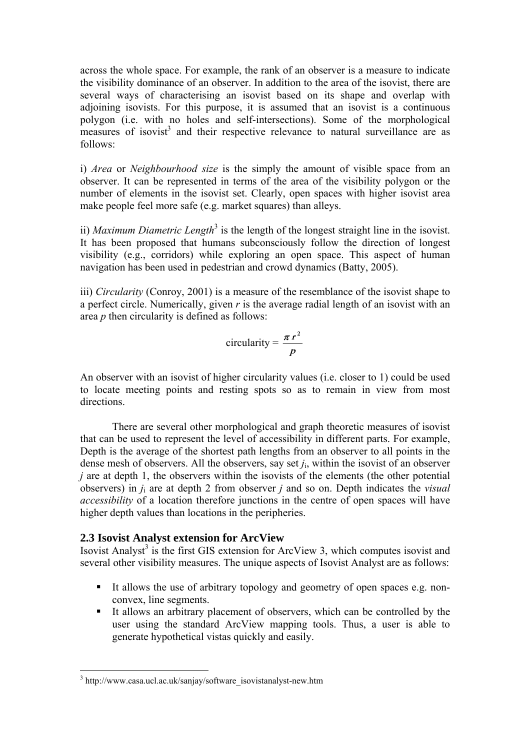across the whole space. For example, the rank of an observer is a measure to indicate the visibility dominance of an observer. In addition to the area of the isovist, there are several ways of characterising an isovist based on its shape and overlap with adjoining isovists. For this purpose, it is assumed that an isovist is a continuous polygon (i.e. with no holes and self-intersections). Some of the morphological measures of isovist[3] and their respective relevance to natural surveillance are as follows:

i) *Area* or *Neighbourhood size* is the simply the amount of visible space from an observer. It can be represented in terms of the area of the visibility polygon or the number of elements in the isovist set. Clearly, open spaces with higher isovist area make people feel more safe (e.g. market squares) than alleys.

ii) *Maximum Diametric Length*[3] is the length of the longest straight line in the isovist. It has been proposed that humans subconsciously follow the direction of longest visibility (e.g., corridors) while exploring an open space. This aspect of human navigation has been used in pedestrian and crowd dynamics (Batty, 2005).

iii) *Circularity* (Conroy, 2001) is a measure of the resemblance of the isovist shape to a perfect circle. Numerically, given $r$ is the average radial length of an isovist with an area $p$ then circularity is defined as follows:

$$\text{circularity} = \frac{\pi r^2}{p}$$

An observer with an isovist of higher circularity values (i.e. closer to 1) could be used to locate meeting points and resting spots so as to remain in view from most directions.

There are several other morphological and graph theoretic measures of isovist that can be used to represent the level of accessibility in different parts. For example, Depth is the average of the shortest path lengths from an observer to all points in the dense mesh of observers. All the observers, say set $j_i$, within the isovist of an observer $j$ are at depth 1, the observers within the isovists of the elements (the other potential observers) in $j_i$ are at depth 2 from observer $j$ and so on. Depth indicates the *visual accessibility* of a location therefore junctions in the centre of open spaces will have higher depth values than locations in the peripheries.

## 2.3 Isovist Analyst extension for ArcView

Isovist Analyst[3] is the first GIS extension for ArcView 3, which computes isovist and several other visibility measures. The unique aspects of Isovist Analyst are as follows:

- It allows the use of arbitrary topology and geometry of open spaces e.g. non-convex, line segments.
- It allows an arbitrary placement of observers, which can be controlled by the user using the standard ArcView mapping tools. Thus, a user is able to generate hypothetical vistas quickly and easily.

[3] http://www.casa.ucl.ac.uk/sanjay/software_isovistanalyst-new.htm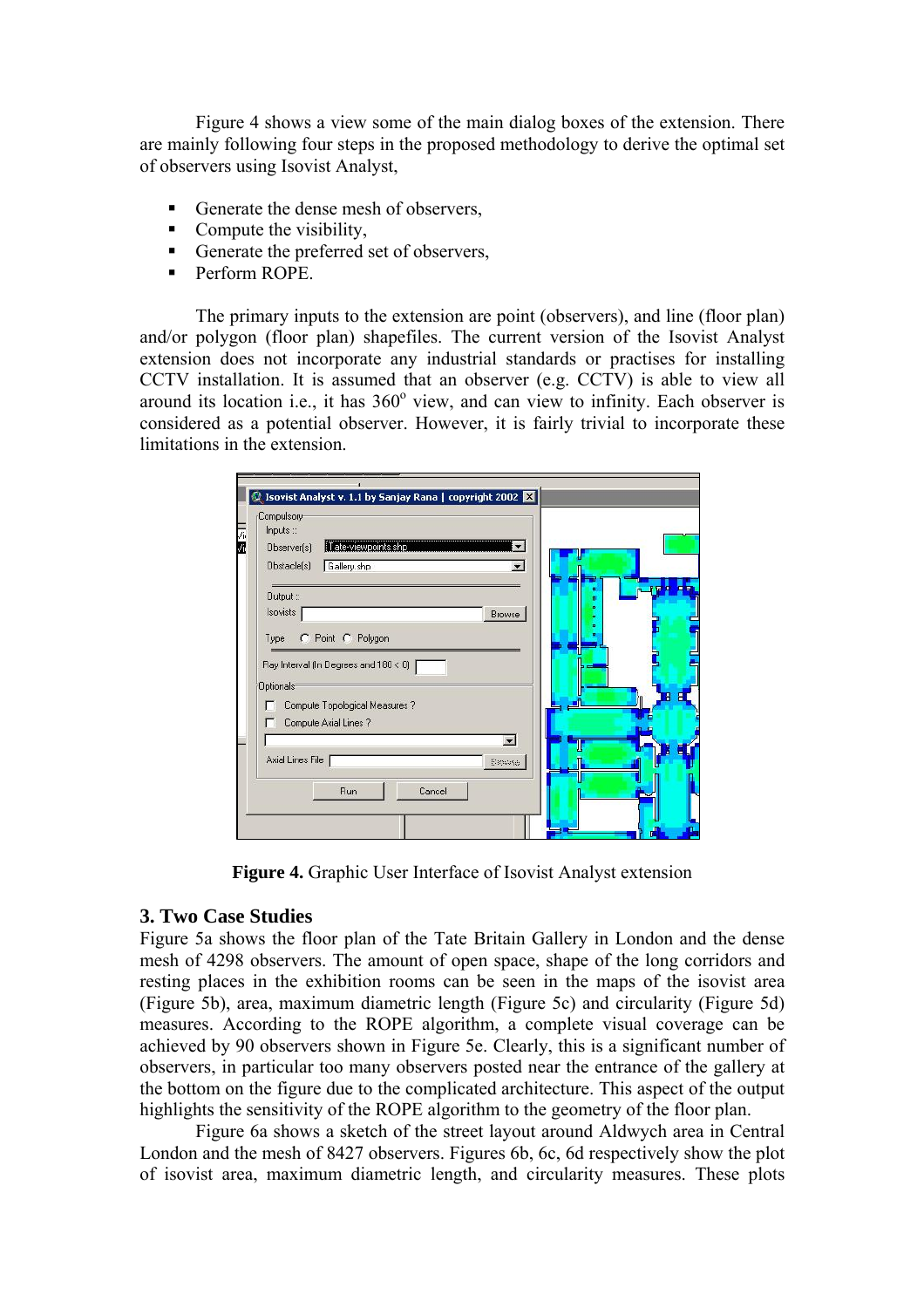Figure 4 shows a view some of the main dialog boxes of the extension. There are mainly following four steps in the proposed methodology to derive the optimal set of observers using Isovist Analyst,

- Generate the dense mesh of observers,
- Compute the visibility,
- Generate the preferred set of observers,
- Perform ROPE.

The primary inputs to the extension are point (observers), and line (floor plan) and/or polygon (floor plan) shapefiles. The current version of the Isovist Analyst extension does not incorporate any industrial standards or practises for installing CCTV installation. It is assumed that an observer (e.g. CCTV) is able to view all around its location i.e., it has 360$^o$ view, and can view to infinity. Each observer is considered as a potential observer. However, it is fairly trivial to incorporate these limitations in the extension.

**Figure 4.** Graphic User Interface of Isovist Analyst extension

## 3. Two Case Studies

Figure 5a shows the floor plan of the Tate Britain Gallery in London and the dense mesh of 4298 observers. The amount of open space, shape of the long corridors and resting places in the exhibition rooms can be seen in the maps of the isovist area (Figure 5b), area, maximum diametric length (Figure 5c) and circularity (Figure 5d) measures. According to the ROPE algorithm, a complete visual coverage can be achieved by 90 observers shown in Figure 5e. Clearly, this is a significant number of observers, in particular too many observers posted near the entrance of the gallery at the bottom on the figure due to the complicated architecture. This aspect of the output highlights the sensitivity of the ROPE algorithm to the geometry of the floor plan.

Figure 6a shows a sketch of the street layout around Aldwych area in Central London and the mesh of 8427 observers. Figures 6b, 6c, 6d respectively show the plot of isovist area, maximum diametric length, and circularity measures. These plots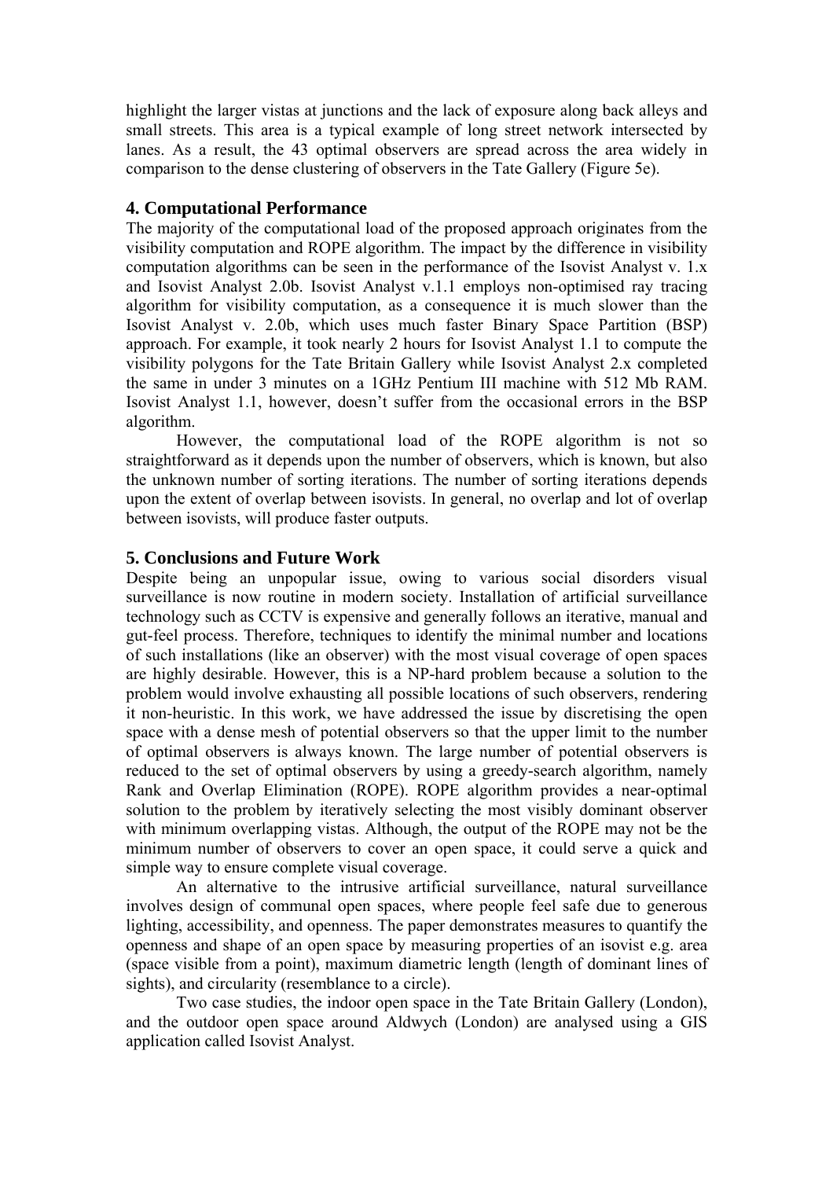highlight the larger vistas at junctions and the lack of exposure along back alleys and small streets. This area is a typical example of long street network intersected by lanes. As a result, the 43 optimal observers are spread across the area widely in comparison to the dense clustering of observers in the Tate Gallery (Figure 5e).

## 4. Computational Performance

The majority of the computational load of the proposed approach originates from the visibility computation and ROPE algorithm. The impact by the difference in visibility computation algorithms can be seen in the performance of the Isovist Analyst v. 1.x and Isovist Analyst 2.0b. Isovist Analyst v.1.1 employs non-optimised ray tracing algorithm for visibility computation, as a consequence it is much slower than the Isovist Analyst v. 2.0b, which uses much faster Binary Space Partition (BSP) approach. For example, it took nearly 2 hours for Isovist Analyst 1.1 to compute the visibility polygons for the Tate Britain Gallery while Isovist Analyst 2.x completed the same in under 3 minutes on a 1GHz Pentium III machine with 512 Mb RAM. Isovist Analyst 1.1, however, doesn't suffer from the occasional errors in the BSP algorithm.

However, the computational load of the ROPE algorithm is not so straightforward as it depends upon the number of observers, which is known, but also the unknown number of sorting iterations. The number of sorting iterations depends upon the extent of overlap between isovists. In general, no overlap and lot of overlap between isovists, will produce faster outputs.

## 5. Conclusions and Future Work

Despite being an unpopular issue, owing to various social disorders visual surveillance is now routine in modern society. Installation of artificial surveillance technology such as CCTV is expensive and generally follows an iterative, manual and gut-feel process. Therefore, techniques to identify the minimal number and locations of such installations (like an observer) with the most visual coverage of open spaces are highly desirable. However, this is a NP-hard problem because a solution to the problem would involve exhausting all possible locations of such observers, rendering it non-heuristic. In this work, we have addressed the issue by discretising the open space with a dense mesh of potential observers so that the upper limit to the number of optimal observers is always known. The large number of potential observers is reduced to the set of optimal observers by using a greedy-search algorithm, namely Rank and Overlap Elimination (ROPE). ROPE algorithm provides a near-optimal solution to the problem by iteratively selecting the most visibly dominant observer with minimum overlapping vistas. Although, the output of the ROPE may not be the minimum number of observers to cover an open space, it could serve a quick and simple way to ensure complete visual coverage.

An alternative to the intrusive artificial surveillance, natural surveillance involves design of communal open spaces, where people feel safe due to generous lighting, accessibility, and openness. The paper demonstrates measures to quantify the openness and shape of an open space by measuring properties of an isovist e.g. area (space visible from a point), maximum diametric length (length of dominant lines of sights), and circularity (resemblance to a circle).

Two case studies, the indoor open space in the Tate Britain Gallery (London), and the outdoor open space around Aldwych (London) are analysed using a GIS application called Isovist Analyst.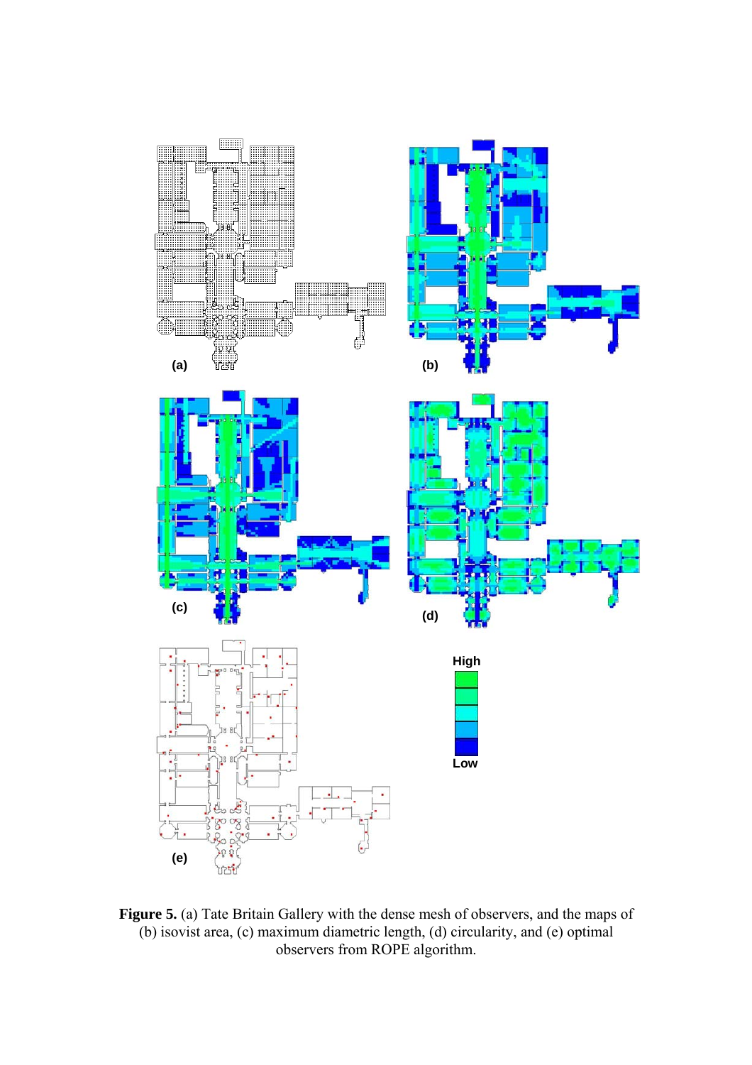**Figure 5.** (a) Tate Britain Gallery with the dense mesh of observers, and the maps of (b) isovist area, (c) maximum diametric length, (d) circularity, and (e) optimal observers from ROPE algorithm.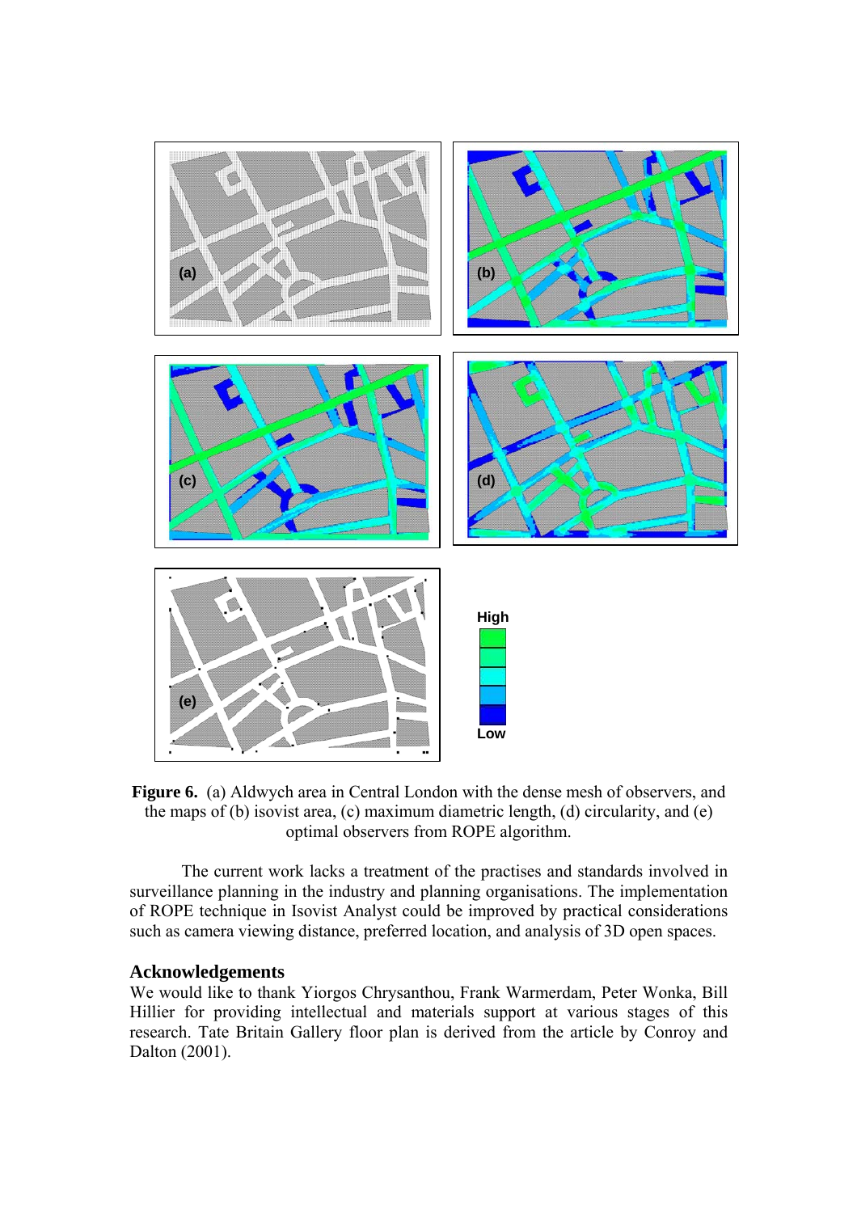**Figure 6.** (a) Aldwych area in Central London with the dense mesh of observers, and the maps of (b) isovist area, (c) maximum diametric length, (d) circularity, and (e) optimal observers from ROPE algorithm.

The current work lacks a treatment of the practises and standards involved in surveillance planning in the industry and planning organisations. The implementation of ROPE technique in Isovist Analyst could be improved by practical considerations such as camera viewing distance, preferred location, and analysis of 3D open spaces.

## Acknowledgements

We would like to thank Yiorgos Chrysanthou, Frank Warmerdam, Peter Wonka, Bill Hillier for providing intellectual and materials support at various stages of this research. Tate Britain Gallery floor plan is derived from the article by Conroy and Dalton (2001).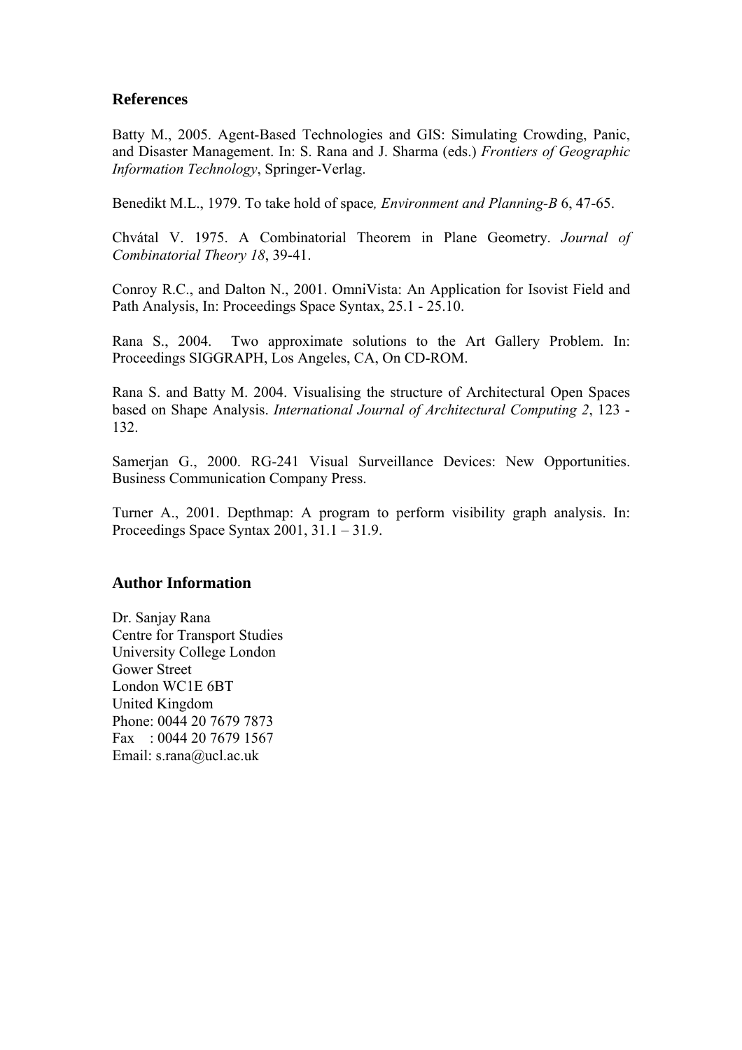## References

Batty M., 2005. Agent-Based Technologies and GIS: Simulating Crowding, Panic, and Disaster Management. In: S. Rana and J. Sharma (eds.) *Frontiers of Geographic Information Technology*, Springer-Verlag.

Benedikt M.L., 1979. To take hold of space*, Environment and Planning-B* 6, 47-65.

Chvátal V. 1975. A Combinatorial Theorem in Plane Geometry. *Journal of Combinatorial Theory 18*, 39-41.

Conroy R.C., and Dalton N., 2001. OmniVista: An Application for Isovist Field and Path Analysis, In: Proceedings Space Syntax, 25.1 - 25.10.

Rana S., 2004. Two approximate solutions to the Art Gallery Problem. In: Proceedings SIGGRAPH, Los Angeles, CA, On CD-ROM.

Rana S. and Batty M. 2004. Visualising the structure of Architectural Open Spaces based on Shape Analysis. *International Journal of Architectural Computing 2*, 123 - 132.

Samerjan G., 2000. RG-241 Visual Surveillance Devices: New Opportunities. Business Communication Company Press.

Turner A., 2001. Depthmap: A program to perform visibility graph analysis. In: Proceedings Space Syntax 2001, 31.1 – 31.9.

## Author Information

Dr. Sanjay Rana
Centre for Transport Studies
University College London
Gower Street
London WC1E 6BT
United Kingdom
Phone: 0044 20 7679 7873
Fax : 0044 20 7679 1567
Email: s.rana@ucl.ac.uk